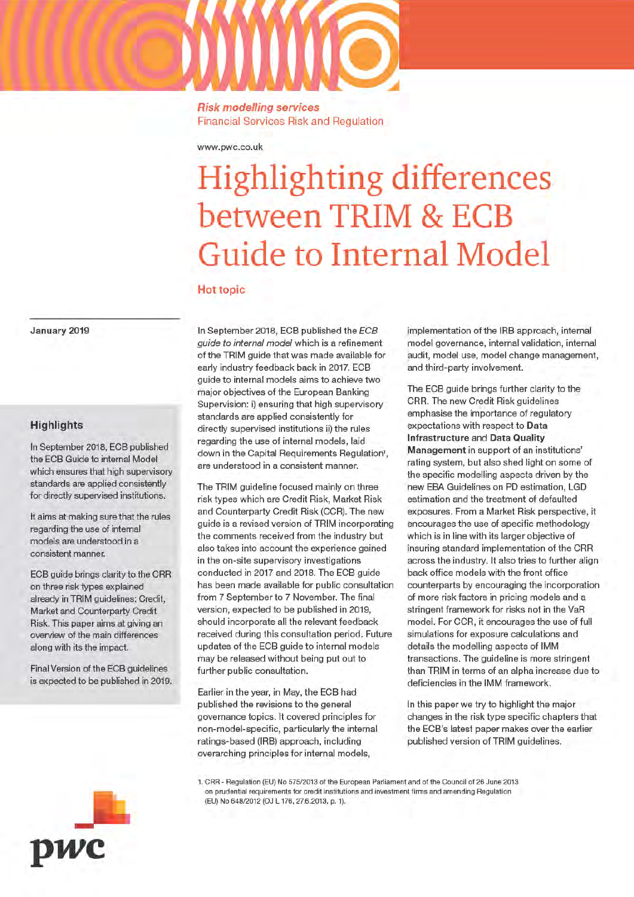Risk modelling services
Financial Services Risk and Regulation

www.pwc.co.uk

# Highlighting differences between TRIM & ECB Guide to Internal Model

## Hot topic

January 2019

### Highlights

In September 2018, ECB published the ECB Guide to internal Model which ensures that high supervisory standards are applied consistently for directly supervised institutions.

It aims at making sure that the rules regarding the use of internal models are understood in a consistent manner.

ECB guide brings clarity to the CRR on three risk types explained already in TRIM guidelines: Credit, Market and Counterparty Credit Risk. This paper aims at giving an overview of the main differences along with its the impact.

Final Version of the ECB guidelines is expected to be published in 2019.

In September 2018, ECB published the *ECB guide to internal model* which is a refinement of the TRIM guide that was made available for early industry feedback back in 2017. ECB guide to internal models aims to achieve two major objectives of the European Banking Supervision: i) ensuring that high supervisory standards are applied consistently for directly supervised institutions ii) the rules regarding the use of internal models, laid down in the Capital Requirements Regulation[1], are understood in a consistent manner.

The TRIM guideline focused mainly on three risk types which are Credit Risk, Market Risk and Counterparty Credit Risk (CCR). The new guide is a revised version of TRIM incorporating the comments received from the industry but also takes into account the experience gained in the on-site supervisory investigations conducted in 2017 and 2018. The ECB guide has been made available for public consultation from 7 September to 7 November. The final version, expected to be published in 2019, should incorporate all the relevant feedback received during this consultation period. Future updates of the ECB guide to internal models may be released without being put out to further public consultation.

Earlier in the year, in May, the ECB had published the revisions to the general governance topics. It covered principles for non-model-specific, particularly the internal ratings-based (IRB) approach, including overarching principles for internal models, implementation of the IRB approach, internal model governance, internal validation, internal audit, model use, model change management, and third-party involvement.

The ECB guide brings further clarity to the CRR. The new Credit Risk guidelines emphasise the importance of regulatory expectations with respect to **Data Infrastructure** and **Data Quality Management** in support of an institutions' rating system, but also shed light on some of the specific modelling aspects driven by the new EBA Guidelines on PD estimation, LGD estimation and the treatment of defaulted exposures. From a Market Risk perspective, it encourages the use of specific methodology which is in line with its larger objective of insuring standard implementation of the CRR across the industry. It also tries to further align back office models with the front office counterparts by encouraging the incorporation of more risk factors in pricing models and a stringent framework for risks not in the VaR model. For CCR, it encourages the use of full simulations for exposure calculations and details the modelling aspects of IMM transactions. The guideline is more stringent than TRIM in terms of an alpha increase due to deficiencies in the IMM framework.

In this paper we try to highlight the major changes in the risk type specific chapters that the ECB's latest paper makes over the earlier published version of TRIM guidelines.

1. CRR - Regulation (EU) No 575/2013 of the European Parliament and of the Council of 26 June 2013 on prudential requirements for credit institutions and investment firms and amending Regulation (EU) No 648/2012 (OJ L 176, 27.6.2013, p. 1).

pwc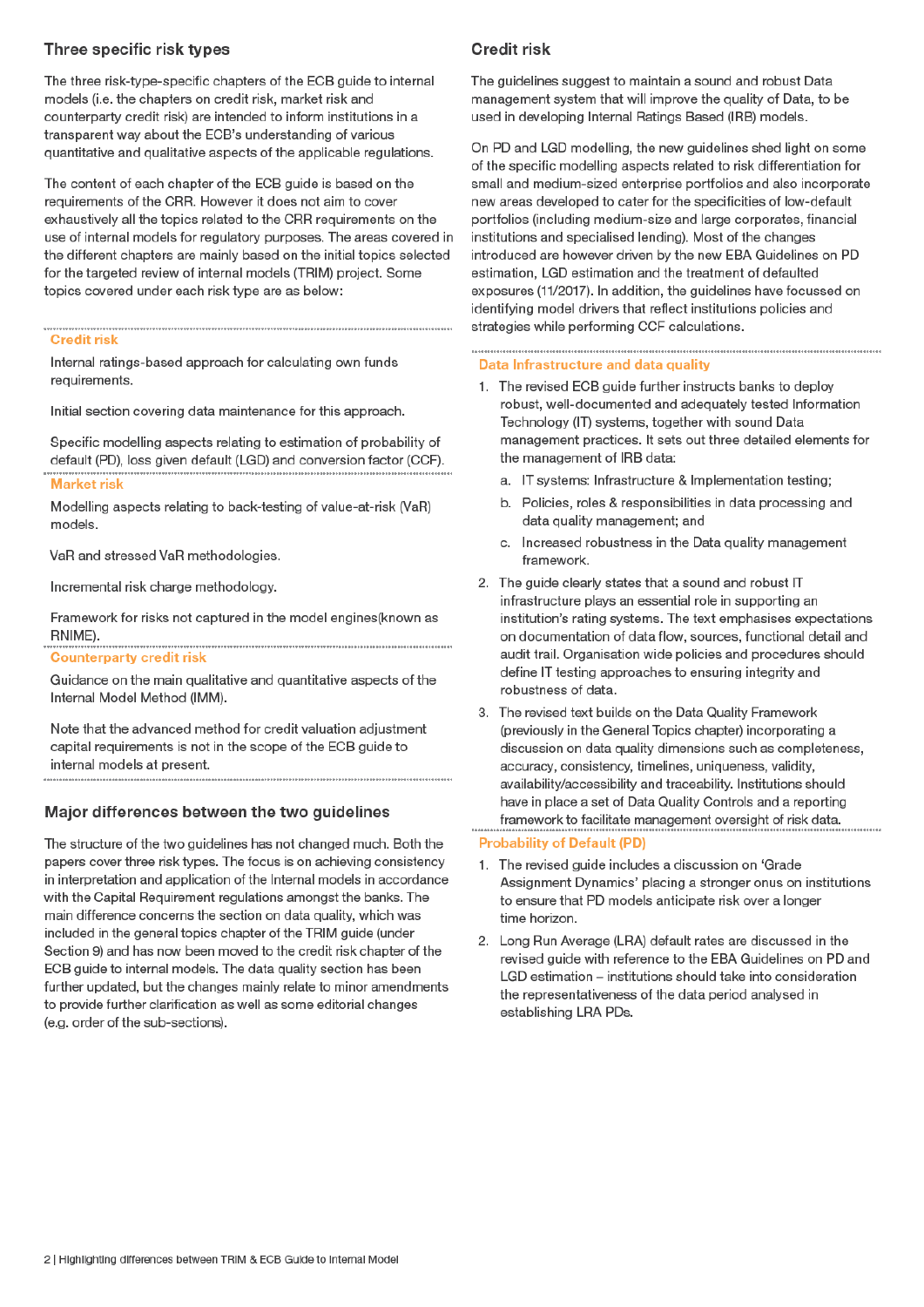## Three specific risk types

The three risk-type-specific chapters of the ECB guide to internal models (i.e. the chapters on credit risk, market risk and counterparty credit risk) are intended to inform institutions in a transparent way about the ECB's understanding of various quantitative and qualitative aspects of the applicable regulations.

The content of each chapter of the ECB guide is based on the requirements of the CRR. However it does not aim to cover exhaustively all the topics related to the CRR requirements on the use of internal models for regulatory purposes. The areas covered in the different chapters are mainly based on the initial topics selected for the targeted review of internal models (TRIM) project. Some topics covered under each risk type are as below:

**Credit risk**

Internal ratings-based approach for calculating own funds requirements.

Initial section covering data maintenance for this approach.

Specific modelling aspects relating to estimation of probability of default (PD), loss given default (LGD) and conversion factor (CCF).

**Market risk**

Modelling aspects relating to back-testing of value-at-risk (VaR) models.

VaR and stressed VaR methodologies.

Incremental risk charge methodology.

Framework for risks not captured in the model engines(known as RNIME).

**Counterparty credit risk**

Guidance on the main qualitative and quantitative aspects of the Internal Model Method (IMM).

Note that the advanced method for credit valuation adjustment capital requirements is not in the scope of the ECB guide to internal models at present.

## Major differences between the two guidelines

The structure of the two guidelines has not changed much. Both the papers cover three risk types. The focus is on achieving consistency in interpretation and application of the Internal models in accordance with the Capital Requirement regulations amongst the banks. The main difference concerns the section on data quality, which was included in the general topics chapter of the TRIM guide (under Section 9) and has now been moved to the credit risk chapter of the ECB guide to internal models. The data quality section has been further updated, but the changes mainly relate to minor amendments to provide further clarification as well as some editorial changes (e.g. order of the sub-sections).

## Credit risk

The guidelines suggest to maintain a sound and robust Data management system that will improve the quality of Data, to be used in developing Internal Ratings Based (IRB) models.

On PD and LGD modelling, the new guidelines shed light on some of the specific modelling aspects related to risk differentiation for small and medium-sized enterprise portfolios and also incorporate new areas developed to cater for the specificities of low-default portfolios (including medium-size and large corporates, financial institutions and specialised lending). Most of the changes introduced are however driven by the new EBA Guidelines on PD estimation, LGD estimation and the treatment of defaulted exposures (11/2017). In addition, the guidelines have focussed on identifying model drivers that reflect institutions policies and strategies while performing CCF calculations.

**Data Infrastructure and data quality**

1. The revised ECB guide further instructs banks to deploy robust, well-documented and adequately tested Information Technology (IT) systems, together with sound Data management practices. It sets out three detailed elements for the management of IRB data:
   a. IT systems: Infrastructure & Implementation testing;
   b. Policies, roles & responsibilities in data processing and data quality management; and
   c. Increased robustness in the Data quality management framework.
2. The guide clearly states that a sound and robust IT infrastructure plays an essential role in supporting an institution's rating systems. The text emphasises expectations on documentation of data flow, sources, functional detail and audit trail. Organisation wide policies and procedures should define IT testing approaches to ensuring integrity and robustness of data.
3. The revised text builds on the Data Quality Framework (previously in the General Topics chapter) incorporating a discussion on data quality dimensions such as completeness, accuracy, consistency, timelines, uniqueness, validity, availability/accessibility and traceability. Institutions should have in place a set of Data Quality Controls and a reporting framework to facilitate management oversight of risk data.

**Probability of Default (PD)**

1. The revised guide includes a discussion on 'Grade Assignment Dynamics' placing a stronger onus on institutions to ensure that PD models anticipate risk over a longer time horizon.
2. Long Run Average (LRA) default rates are discussed in the revised guide with reference to the EBA Guidelines on PD and LGD estimation – institutions should take into consideration the representativeness of the data period analysed in establishing LRA PDs.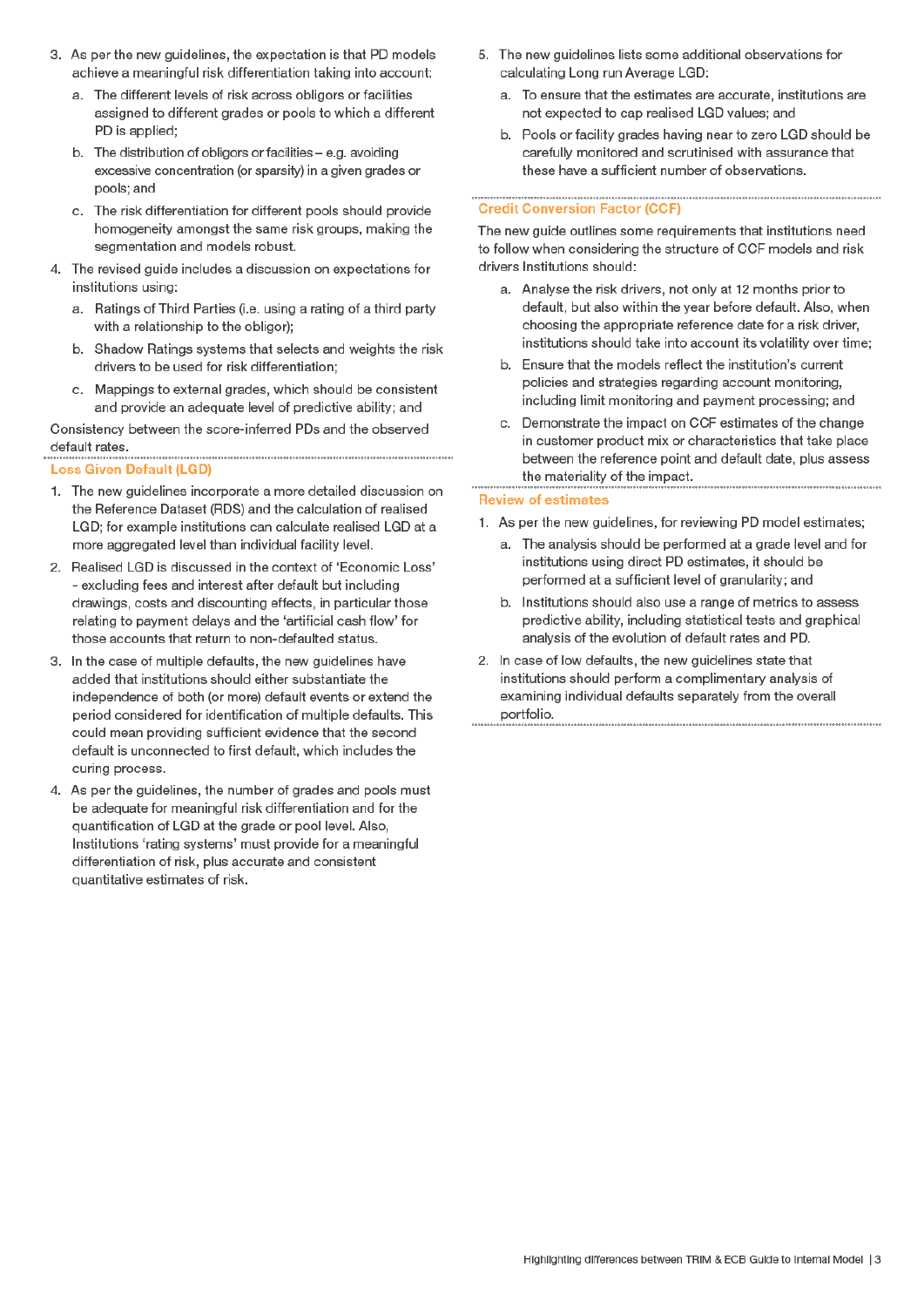3. As per the new guidelines, the expectation is that PD models achieve a meaningful risk differentiation taking into account:
   a. The different levels of risk across obligors or facilities assigned to different grades or pools to which a different PD is applied;
   b. The distribution of obligors or facilities – e.g. avoiding excessive concentration (or sparsity) in a given grades or pools; and
   c. The risk differentiation for different pools should provide homogeneity amongst the same risk groups, making the segmentation and models robust.
4. The revised guide includes a discussion on expectations for institutions using:
   a. Ratings of Third Parties (i.e. using a rating of a third party with a relationship to the obligor);
   b. Shadow Ratings systems that selects and weights the risk drivers to be used for risk differentiation;
   c. Mappings to external grades, which should be consistent and provide an adequate level of predictive ability; and

Consistency between the score-inferred PDs and the observed default rates.

## Loss Given Default (LGD)

1. The new guidelines incorporate a more detailed discussion on the Reference Dataset (RDS) and the calculation of realised LGD; for example institutions can calculate realised LGD at a more aggregated level than individual facility level.
2. Realised LGD is discussed in the context of 'Economic Loss' - excluding fees and interest after default but including drawings, costs and discounting effects, in particular those relating to payment delays and the 'artificial cash flow' for those accounts that return to non-defaulted status.
3. In the case of multiple defaults, the new guidelines have added that institutions should either substantiate the independence of both (or more) default events or extend the period considered for identification of multiple defaults. This could mean providing sufficient evidence that the second default is unconnected to first default, which includes the curing process.
4. As per the guidelines, the number of grades and pools must be adequate for meaningful risk differentiation and for the quantification of LGD at the grade or pool level. Also, Institutions 'rating systems' must provide for a meaningful differentiation of risk, plus accurate and consistent quantitative estimates of risk.
5. The new guidelines lists some additional observations for calculating Long run Average LGD:
   a. To ensure that the estimates are accurate, institutions are not expected to cap realised LGD values; and
   b. Pools or facility grades having near to zero LGD should be carefully monitored and scrutinised with assurance that these have a sufficient number of observations.

## Credit Conversion Factor (CCF)

The new guide outlines some requirements that institutions need to follow when considering the structure of CCF models and risk drivers Institutions should:

a. Analyse the risk drivers, not only at 12 months prior to default, but also within the year before default. Also, when choosing the appropriate reference date for a risk driver, institutions should take into account its volatility over time;
b. Ensure that the models reflect the institution's current policies and strategies regarding account monitoring, including limit monitoring and payment processing; and
c. Demonstrate the impact on CCF estimates of the change in customer product mix or characteristics that take place between the reference point and default date, plus assess the materiality of the impact.

## Review of estimates

1. As per the new guidelines, for reviewing PD model estimates;
   a. The analysis should be performed at a grade level and for institutions using direct PD estimates, it should be performed at a sufficient level of granularity; and
   b. Institutions should also use a range of metrics to assess predictive ability, including statistical tests and graphical analysis of the evolution of default rates and PD.
2. In case of low defaults, the new guidelines state that institutions should perform a complimentary analysis of examining individual defaults separately from the overall portfolio.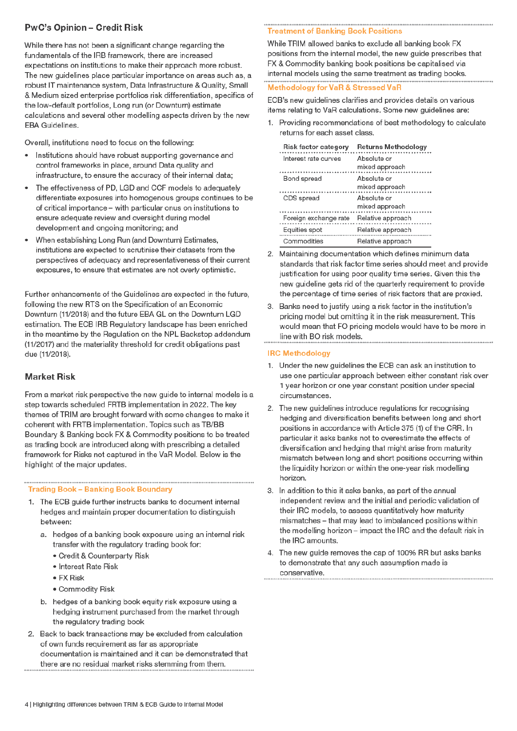## PwC's Opinion – Credit Risk

While there has not been a significant change regarding the fundamentals of the IRB framework, there are increased expectations on institutions to make their approach more robust. The new guidelines place particular importance on areas such as, a robust IT maintenance system, Data Infrastructure & Quality, Small & Medium sized enterprise portfolios risk differentiation, specifics of the low-default portfolios, Long run (or Downturn) estimate calculations and several other modelling aspects driven by the new EBA Guidelines.

Overall, institutions need to focus on the following:

- Institutions should have robust supporting governance and control frameworks in place, around Data quality and infrastructure, to ensure the accuracy of their internal data;
- The effectiveness of PD, LGD and CCF models to adequately differentiate exposures into homogenous groups continues to be of critical importance – with particular onus on institutions to ensure adequate review and oversight during model development and ongoing monitoring; and
- When establishing Long Run (and Downturn) Estimates, institutions are expected to scrutinise their datasets from the perspectives of adequacy and representativeness of their current exposures, to ensure that estimates are not overly optimistic.

Further enhancements of the Guidelines are expected in the future, following the new RTS on the Specification of an Economic Downturn (11/2018) and the future EBA GL on the Downturn LGD estimation. The ECB IRB Regulatory landscape has been enriched in the meantime by the Regulation on the NPL Backstop addendum (11/2017) and the materiality threshold for credit obligations past due (11/2018).

## Market Risk

From a market risk perspective the new guide to internal models is a step towards scheduled FRTB implementation in 2022. The key themes of TRIM are brought forward with some changes to make it coherent with FRTB implementation. Topics such as TB/BB Boundary & Banking book FX & Commodity positions to be treated as trading book are introduced along with prescribing a detailed framework for Risks not captured in the VaR Model. Below is the highlight of the major updates.

### Trading Book – Banking Book Boundary

1. The ECB guide further instructs banks to document internal hedges and maintain proper documentation to distinguish between:
   a. hedges of a banking book exposure using an internal risk transfer with the regulatory trading book for:
      - Credit & Counterparty Risk
      - Interest Rate Risk
      - FX Risk
      - Commodity Risk
   b. hedges of a banking book equity risk exposure using a hedging instrument purchased from the market through the regulatory trading book
2. Back to back transactions may be excluded from calculation of own funds requirement as far as appropriate documentation is maintained and it can be demonstrated that there are no residual market risks stemming from them.

### Treatment of Banking Book Positions

While TRIM allowed banks to exclude all banking book FX positions from the internal model, the new guide prescribes that FX & Commodity banking book positions be capitalised via internal models using the same treatment as trading books.

### Methodology for VaR & Stressed VaR

ECB's new guidelines clarifies and provides details on various items relating to VaR calculations. Some new guidelines are:

1. Providing recommendations of best methodology to calculate returns for each asset class.

| Risk factor category | Returns Methodology |
|---|---|
| Interest rate curves | Absolute or mixed approach |
| Bond spread | Absolute or mixed approach |
| CDS spread | Absolute or mixed approach |
| Foreign exchange rate | Relative approach |
| Equities spot | Relative approach |
| Commodities | Relative approach |

2. Maintaining documentation which defines minimum data standards that risk factor time series should meet and provide justification for using poor quality time series. Given this the new guideline gets rid of the quarterly requirement to provide the percentage of time series of risk factors that are proxied.
3. Banks need to justify using a risk factor in the institution's pricing model but omitting it in the risk measurement. This would mean that FO pricing models would have to be more in line with BO risk models.

### IRC Methodology

1. Under the new guidelines the ECB can ask an institution to use one particular approach between either constant risk over 1 year horizon or one year constant position under special circumstances.
2. The new guidelines introduce regulations for recognising hedging and diversification benefits between long and short positions in accordance with Article 375 (1) of the CRR. In particular it asks banks not to overestimate the effects of diversification and hedging that might arise from maturity mismatch between long and short positions occurring within the liquidity horizon or within the one-year risk modelling horizon.
3. In addition to this it asks banks, as part of the annual independent review and the initial and periodic validation of their IRC models, to assess quantitatively how maturity mismatches – that may lead to imbalanced positions within the modelling horizon – impact the IRC and the default risk in the IRC amounts.
4. The new guide removes the cap of 100% RR but asks banks to demonstrate that any such assumption made is conservative.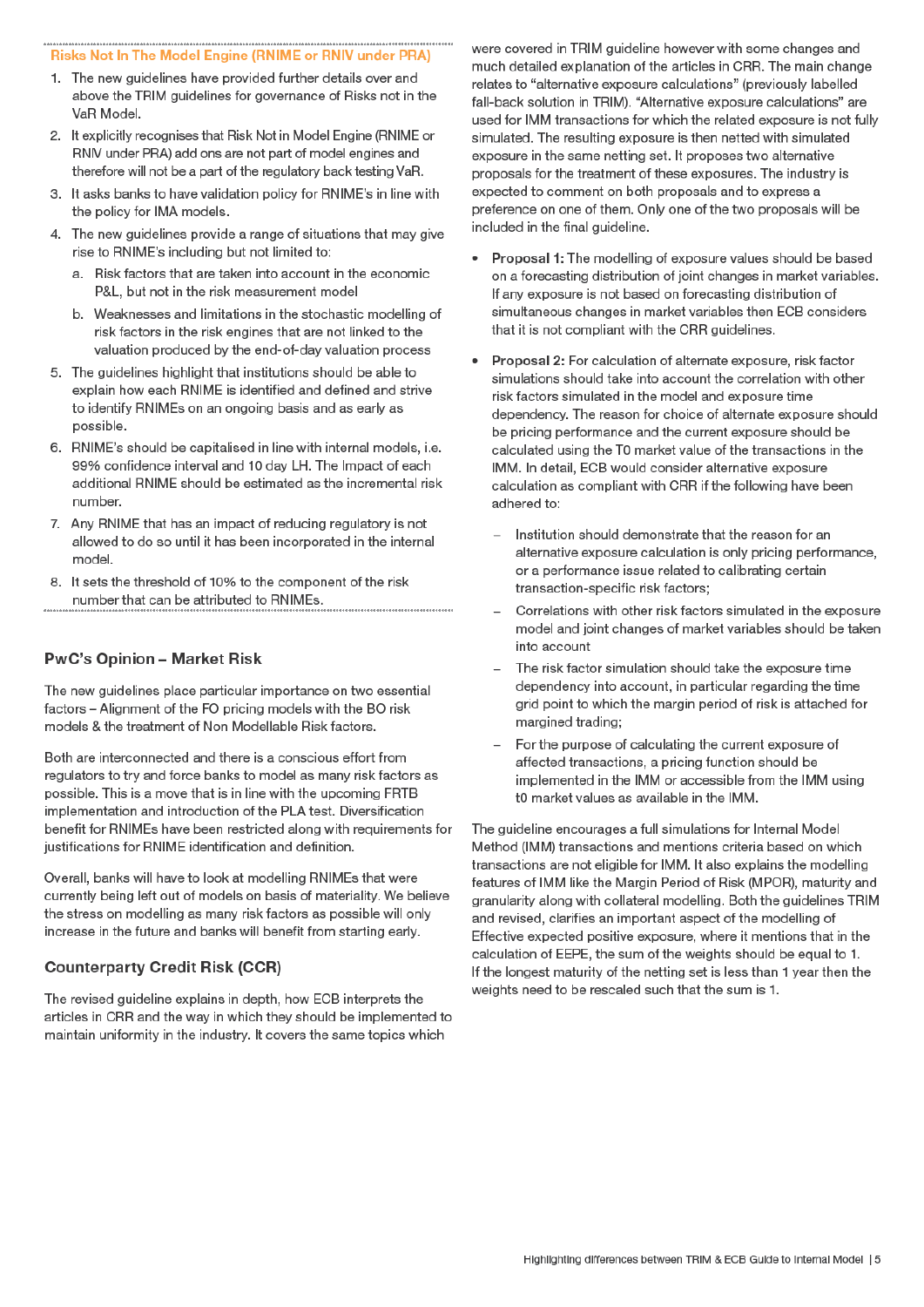### Risks Not In The Model Engine (RNIME or RNIV under PRA)

1. The new guidelines have provided further details over and above the TRIM guidelines for governance of Risks not in the VaR Model.
2. It explicitly recognises that Risk Not in Model Engine (RNIME or RNIV under PRA) add ons are not part of model engines and therefore will not be a part of the regulatory back testing VaR.
3. It asks banks to have validation policy for RNIME's in line with the policy for IMA models.
4. The new guidelines provide a range of situations that may give rise to RNIME's including but not limited to:
   a. Risk factors that are taken into account in the economic P&L, but not in the risk measurement model
   b. Weaknesses and limitations in the stochastic modelling of risk factors in the risk engines that are not linked to the valuation produced by the end-of-day valuation process
5. The guidelines highlight that institutions should be able to explain how each RNIME is identified and defined and strive to identify RNIMEs on an ongoing basis and as early as possible.
6. RNIME's should be capitalised in line with internal models, i.e. 99% confidence interval and 10 day LH. The Impact of each additional RNIME should be estimated as the incremental risk number.
7. Any RNIME that has an impact of reducing regulatory is not allowed to do so until it has been incorporated in the internal model.
8. It sets the threshold of 10% to the component of the risk number that can be attributed to RNIMEs.

## PwC's Opinion – Market Risk

The new guidelines place particular importance on two essential factors – Alignment of the FO pricing models with the BO risk models & the treatment of Non Modellable Risk factors.

Both are interconnected and there is a conscious effort from regulators to try and force banks to model as many risk factors as possible. This is a move that is in line with the upcoming FRTB implementation and introduction of the PLA test. Diversification benefit for RNIMEs have been restricted along with requirements for justifications for RNIME identification and definition.

Overall, banks will have to look at modelling RNIMEs that were currently being left out of models on basis of materiality. We believe the stress on modelling as many risk factors as possible will only increase in the future and banks will benefit from starting early.

## Counterparty Credit Risk (CCR)

The revised guideline explains in depth, how ECB interprets the articles in CRR and the way in which they should be implemented to maintain uniformity in the industry. It covers the same topics which were covered in TRIM guideline however with some changes and much detailed explanation of the articles in CRR. The main change relates to "alternative exposure calculations" (previously labelled fall-back solution in TRIM). "Alternative exposure calculations" are used for IMM transactions for which the related exposure is not fully simulated. The resulting exposure is then netted with simulated exposure in the same netting set. It proposes two alternative proposals for the treatment of these exposures. The industry is expected to comment on both proposals and to express a preference on one of them. Only one of the two proposals will be included in the final guideline.

- **Proposal 1:** The modelling of exposure values should be based on a forecasting distribution of joint changes in market variables. If any exposure is not based on forecasting distribution of simultaneous changes in market variables then ECB considers that it is not compliant with the CRR guidelines.
- **Proposal 2:** For calculation of alternate exposure, risk factor simulations should take into account the correlation with other risk factors simulated in the model and exposure time dependency. The reason for choice of alternate exposure should be pricing performance and the current exposure should be calculated using the T0 market value of the transactions in the IMM. In detail, ECB would consider alternative exposure calculation as compliant with CRR if the following have been adhered to:
  - Institution should demonstrate that the reason for an alternative exposure calculation is only pricing performance, or a performance issue related to calibrating certain transaction-specific risk factors;
  - Correlations with other risk factors simulated in the exposure model and joint changes of market variables should be taken into account
  - The risk factor simulation should take the exposure time dependency into account, in particular regarding the time grid point to which the margin period of risk is attached for margined trading;
  - For the purpose of calculating the current exposure of affected transactions, a pricing function should be implemented in the IMM or accessible from the IMM using t0 market values as available in the IMM.

The guideline encourages a full simulations for Internal Model Method (IMM) transactions and mentions criteria based on which transactions are not eligible for IMM. It also explains the modelling features of IMM like the Margin Period of Risk (MPOR), maturity and granularity along with collateral modelling. Both the guidelines TRIM and revised, clarifies an important aspect of the modelling of Effective expected positive exposure, where it mentions that in the calculation of EEPE, the sum of the weights should be equal to 1. If the longest maturity of the netting set is less than 1 year then the weights need to be rescaled such that the sum is 1.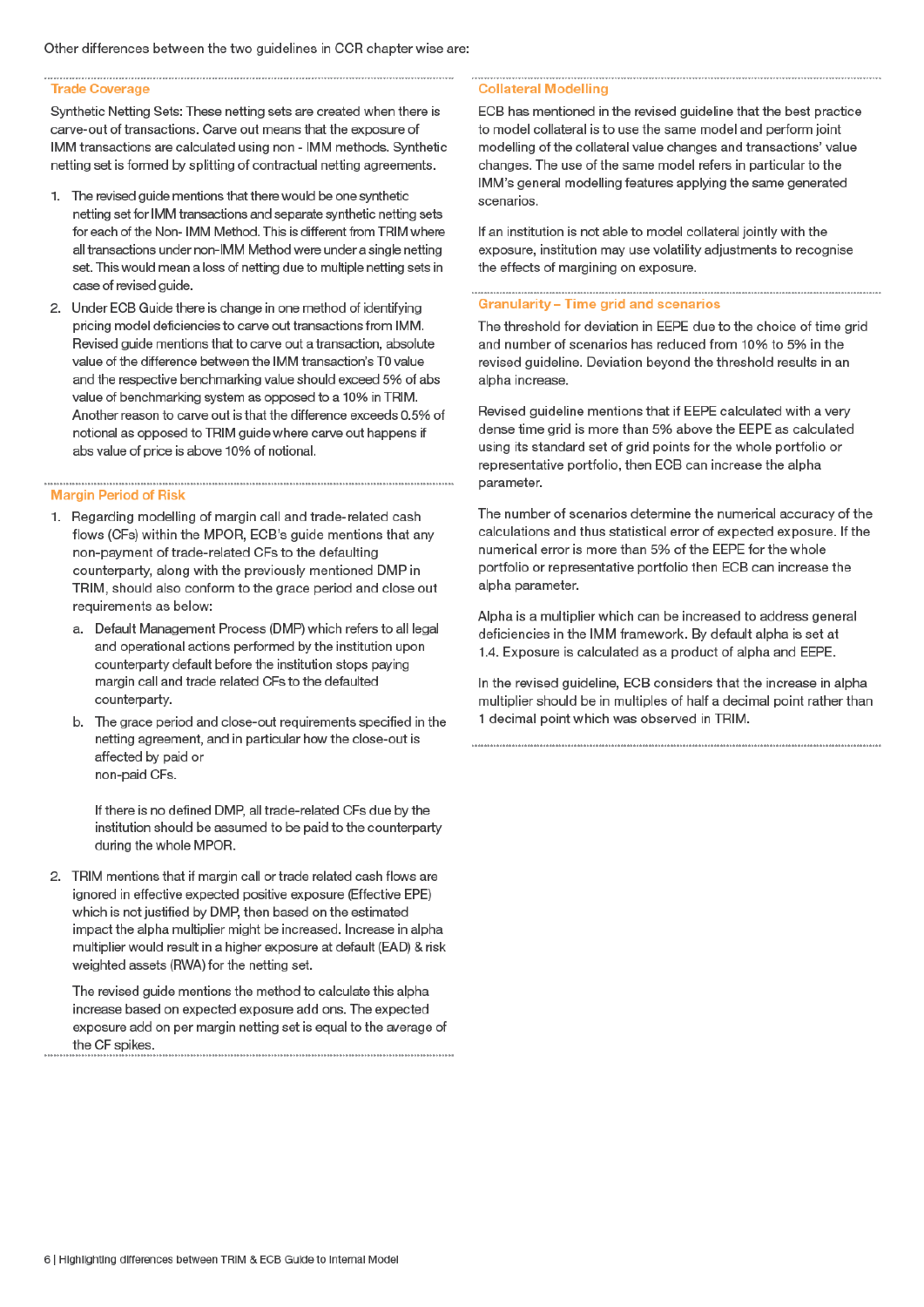Other differences between the two guidelines in CCR chapter wise are:

### Trade Coverage

Synthetic Netting Sets: These netting sets are created when there is carve-out of transactions. Carve out means that the exposure of IMM transactions are calculated using non - IMM methods. Synthetic netting set is formed by splitting of contractual netting agreements.

1. The revised guide mentions that there would be one synthetic netting set for IMM transactions and separate synthetic netting sets for each of the Non- IMM Method. This is different from TRIM where all transactions under non-IMM Method were under a single netting set. This would mean a loss of netting due to multiple netting sets in case of revised guide.
2. Under ECB Guide there is change in one method of identifying pricing model deficiencies to carve out transactions from IMM. Revised guide mentions that to carve out a transaction, absolute value of the difference between the IMM transaction's T0 value and the respective benchmarking value should exceed 5% of abs value of benchmarking system as opposed to a 10% in TRIM. Another reason to carve out is that the difference exceeds 0.5% of notional as opposed to TRIM guide where carve out happens if abs value of price is above 10% of notional.

### Margin Period of Risk

1. Regarding modelling of margin call and trade-related cash flows (CFs) within the MPOR, ECB's guide mentions that any non-payment of trade-related CFs to the defaulting counterparty, along with the previously mentioned DMP in TRIM, should also conform to the grace period and close out requirements as below:
   a. Default Management Process (DMP) which refers to all legal and operational actions performed by the institution upon counterparty default before the institution stops paying margin call and trade related CFs to the defaulted counterparty.
   b. The grace period and close-out requirements specified in the netting agreement, and in particular how the close-out is affected by paid or non-paid CFs.

      If there is no defined DMP, all trade-related CFs due by the institution should be assumed to be paid to the counterparty during the whole MPOR.
2. TRIM mentions that if margin call or trade related cash flows are ignored in effective expected positive exposure (Effective EPE) which is not justified by DMP, then based on the estimated impact the alpha multiplier might be increased. Increase in alpha multiplier would result in a higher exposure at default (EAD) & risk weighted assets (RWA) for the netting set.

   The revised guide mentions the method to calculate this alpha increase based on expected exposure add ons. The expected exposure add on per margin netting set is equal to the average of the CF spikes.

### Collateral Modelling

ECB has mentioned in the revised guideline that the best practice to model collateral is to use the same model and perform joint modelling of the collateral value changes and transactions' value changes. The use of the same model refers in particular to the IMM's general modelling features applying the same generated scenarios.

If an institution is not able to model collateral jointly with the exposure, institution may use volatility adjustments to recognise the effects of margining on exposure.

### Granularity – Time grid and scenarios

The threshold for deviation in EEPE due to the choice of time grid and number of scenarios has reduced from 10% to 5% in the revised guideline. Deviation beyond the threshold results in an alpha increase.

Revised guideline mentions that if EEPE calculated with a very dense time grid is more than 5% above the EEPE as calculated using its standard set of grid points for the whole portfolio or representative portfolio, then ECB can increase the alpha parameter.

The number of scenarios determine the numerical accuracy of the calculations and thus statistical error of expected exposure. If the numerical error is more than 5% of the EEPE for the whole portfolio or representative portfolio then ECB can increase the alpha parameter.

Alpha is a multiplier which can be increased to address general deficiencies in the IMM framework. By default alpha is set at 1.4. Exposure is calculated as a product of alpha and EEPE.

In the revised guideline, ECB considers that the increase in alpha multiplier should be in multiples of half a decimal point rather than 1 decimal point which was observed in TRIM.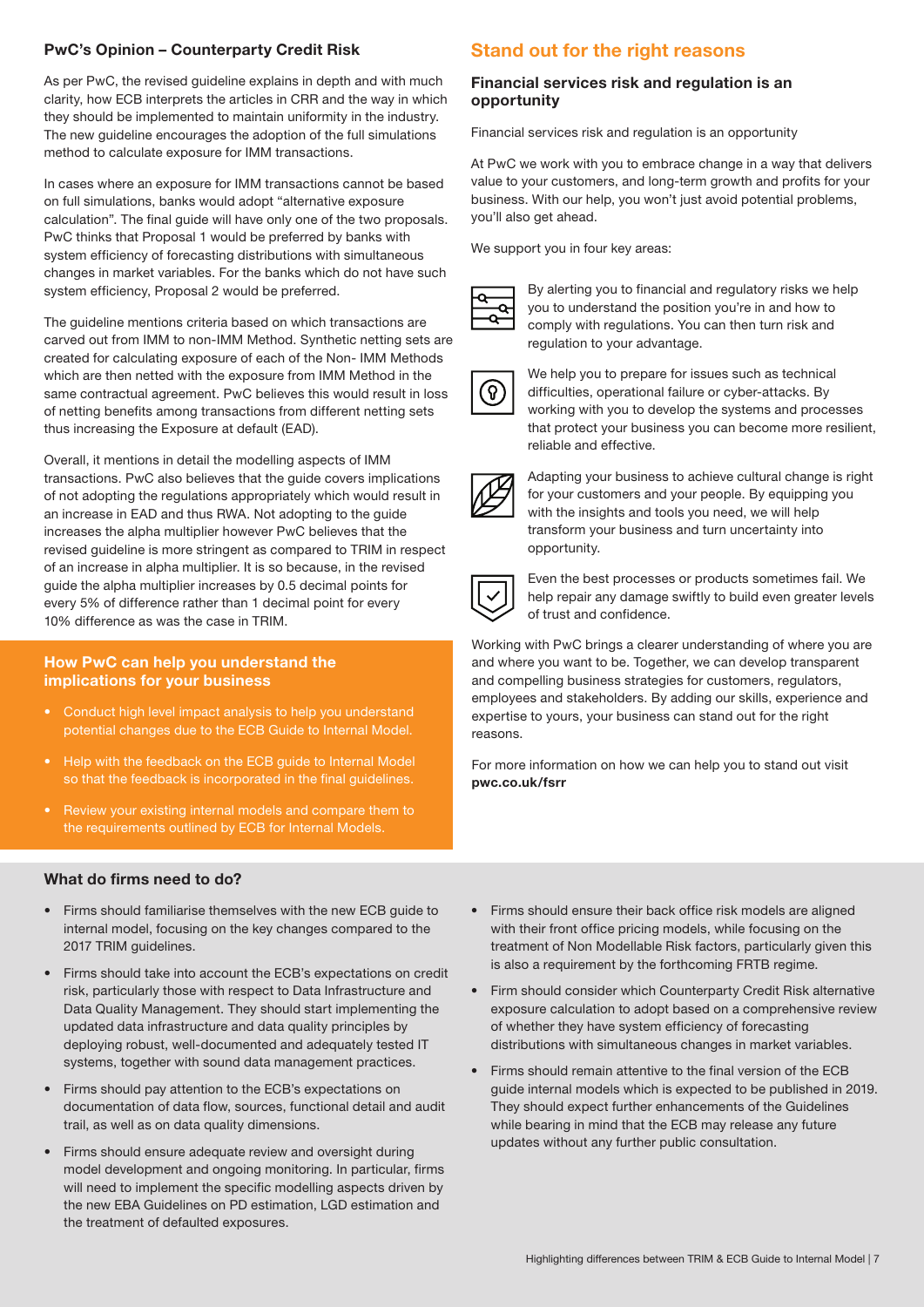### PwC's Opinion – Counterparty Credit Risk

As per PwC, the revised guideline explains in depth and with much clarity, how ECB interprets the articles in CRR and the way in which they should be implemented to maintain uniformity in the industry. The new guideline encourages the adoption of the full simulations method to calculate exposure for IMM transactions.

In cases where an exposure for IMM transactions cannot be based on full simulations, banks would adopt "alternative exposure calculation". The final guide will have only one of the two proposals. PwC thinks that Proposal 1 would be preferred by banks with system efficiency of forecasting distributions with simultaneous changes in market variables. For the banks which do not have such system efficiency, Proposal 2 would be preferred.

The guideline mentions criteria based on which transactions are carved out from IMM to non-IMM Method. Synthetic netting sets are created for calculating exposure of each of the Non- IMM Methods which are then netted with the exposure from IMM Method in the same contractual agreement. PwC believes this would result in loss of netting benefits among transactions from different netting sets thus increasing the Exposure at default (EAD).

Overall, it mentions in detail the modelling aspects of IMM transactions. PwC also believes that the guide covers implications of not adopting the regulations appropriately which would result in an increase in EAD and thus RWA. Not adopting to the guide increases the alpha multiplier however PwC believes that the revised guideline is more stringent as compared to TRIM in respect of an increase in alpha multiplier. It is so because, in the revised guide the alpha multiplier increases by 0.5 decimal points for every 5% of difference rather than 1 decimal point for every 10% difference as was the case in TRIM.

### How PwC can help you understand the implications for your business

- Conduct high level impact analysis to help you understand potential changes due to the ECB Guide to Internal Model.
- Help with the feedback on the ECB guide to Internal Model so that the feedback is incorporated in the final guidelines.
- Review your existing internal models and compare them to the requirements outlined by ECB for Internal Models.

## Stand out for the right reasons

### Financial services risk and regulation is an opportunity

Financial services risk and regulation is an opportunity

At PwC we work with you to embrace change in a way that delivers value to your customers, and long-term growth and profits for your business. With our help, you won't just avoid potential problems, you'll also get ahead.

We support you in four key areas:

By alerting you to financial and regulatory risks we help you to understand the position you're in and how to comply with regulations. You can then turn risk and regulation to your advantage.

We help you to prepare for issues such as technical difficulties, operational failure or cyber-attacks. By working with you to develop the systems and processes that protect your business you can become more resilient, reliable and effective.

Adapting your business to achieve cultural change is right for your customers and your people. By equipping you with the insights and tools you need, we will help transform your business and turn uncertainty into opportunity.

Even the best processes or products sometimes fail. We help repair any damage swiftly to build even greater levels of trust and confidence.

Working with PwC brings a clearer understanding of where you are and where you want to be. Together, we can develop transparent and compelling business strategies for customers, regulators, employees and stakeholders. By adding our skills, experience and expertise to yours, your business can stand out for the right reasons.

For more information on how we can help you to stand out visit **pwc.co.uk/fsrr**

### What do firms need to do?

- Firms should familiarise themselves with the new ECB guide to internal model, focusing on the key changes compared to the 2017 TRIM guidelines.
- Firms should take into account the ECB's expectations on credit risk, particularly those with respect to Data Infrastructure and Data Quality Management. They should start implementing the updated data infrastructure and data quality principles by deploying robust, well-documented and adequately tested IT systems, together with sound data management practices.
- Firms should pay attention to the ECB's expectations on documentation of data flow, sources, functional detail and audit trail, as well as on data quality dimensions.
- Firms should ensure adequate review and oversight during model development and ongoing monitoring. In particular, firms will need to implement the specific modelling aspects driven by the new EBA Guidelines on PD estimation, LGD estimation and the treatment of defaulted exposures.
- Firms should ensure their back office risk models are aligned with their front office pricing models, while focusing on the treatment of Non Modellable Risk factors, particularly given this is also a requirement by the forthcoming FRTB regime.
- Firm should consider which Counterparty Credit Risk alternative exposure calculation to adopt based on a comprehensive review of whether they have system efficiency of forecasting distributions with simultaneous changes in market variables.
- Firms should remain attentive to the final version of the ECB guide internal models which is expected to be published in 2019. They should expect further enhancements of the Guidelines while bearing in mind that the ECB may release any future updates without any further public consultation.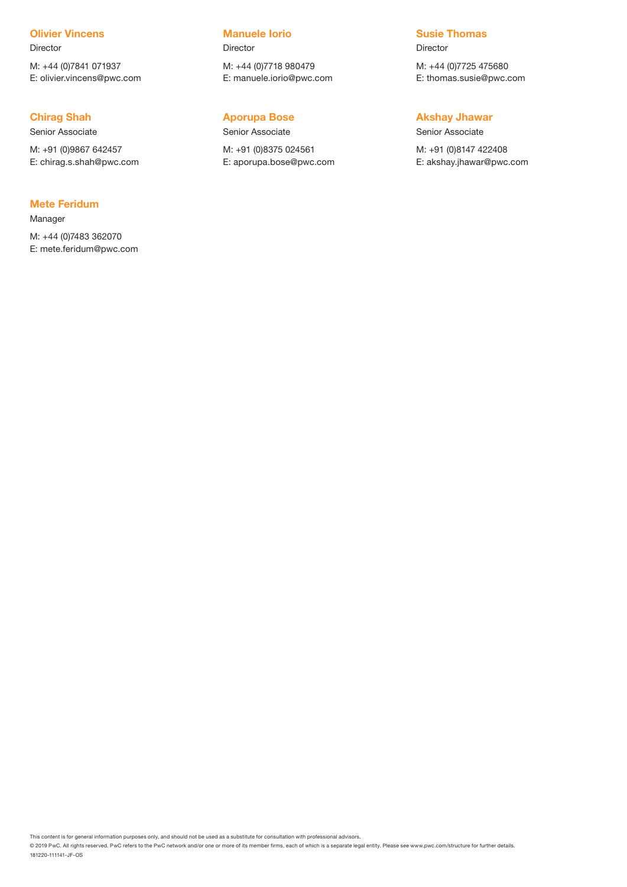**Olivier Vincens**
Director
M: +44 (0)7841 071937
E: olivier.vincens@pwc.com

**Manuele Iorio**
Director
M: +44 (0)7718 980479
E: manuele.iorio@pwc.com

**Susie Thomas**
Director
M: +44 (0)7725 475680
E: thomas.susie@pwc.com

**Chirag Shah**
Senior Associate
M: +91 (0)9867 642457
E: chirag.s.shah@pwc.com

**Aporupa Bose**
Senior Associate
M: +91 (0)8375 024561
E: aporupa.bose@pwc.com

**Akshay Jhawar**
Senior Associate
M: +91 (0)8147 422408
E: akshay.jhawar@pwc.com

**Mete Feridum**
Manager
M: +44 (0)7483 362070
E: mete.feridum@pwc.com

This content is for general information purposes only, and should not be used as a substitute for consultation with professional advisors.

© 2019 PwC. All rights reserved. PwC refers to the PwC network and/or one or more of its member firms, each of which is a separate legal entity. Please see www.pwc.com/structure for further details.

181220-111141-JF-OS